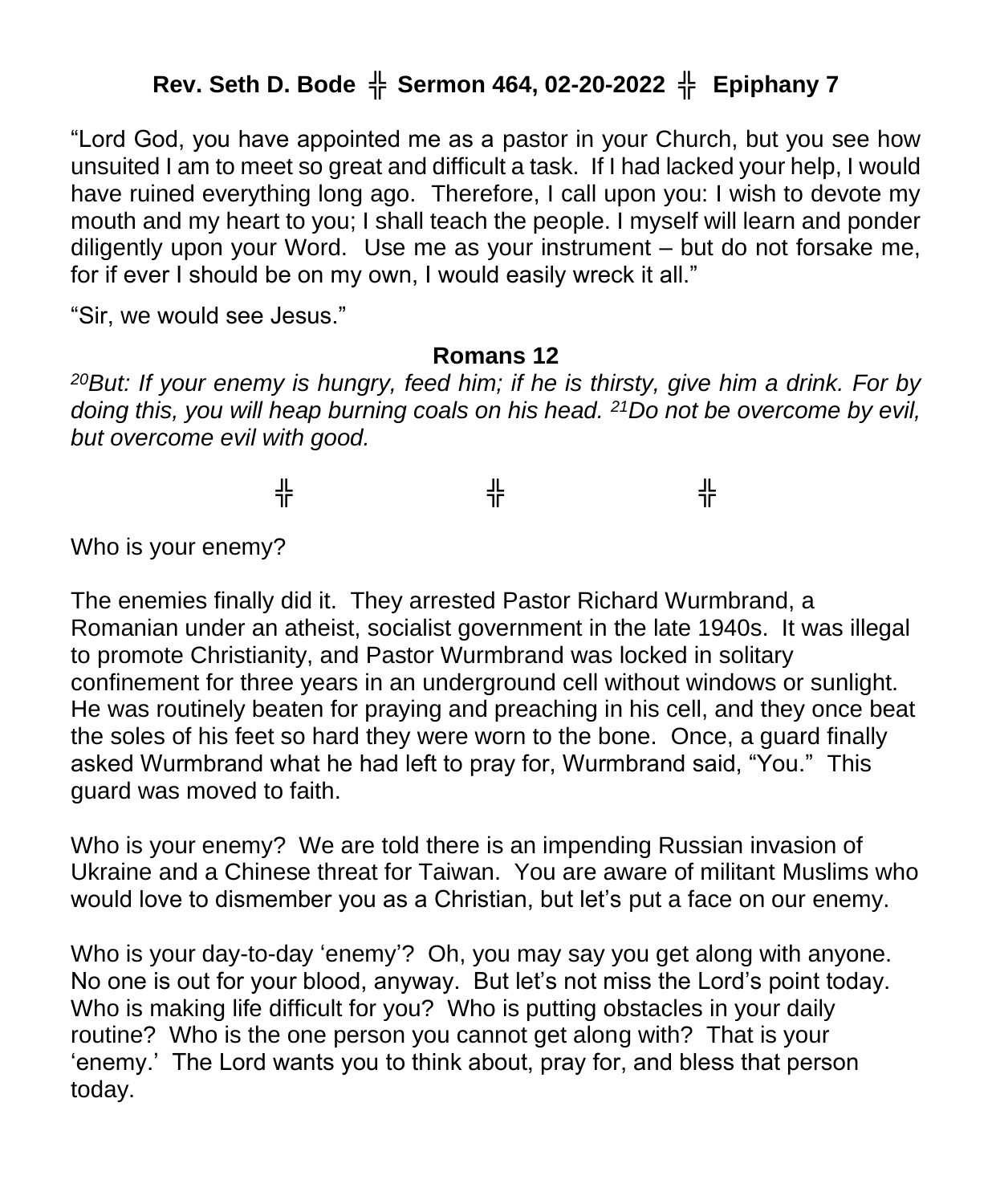# Rev. Seth D. Bode ╬ Sermon 464, 02-20-2022 ╬ Epiphany 7

"Lord God, you have appointed me as a pastor in your Church, but you see how unsuited I am to meet so great and difficult a task. If I had lacked your help, I would have ruined everything long ago. Therefore, I call upon you: I wish to devote my mouth and my heart to you; I shall teach the people. I myself will learn and ponder diligently upon your Word. Use me as your instrument – but do not forsake me, for if ever I should be on my own, I would easily wreck it all."

"Sir, we would see Jesus."

## Romans 12

*[20]But: If your enemy is hungry, feed him; if he is thirsty, give him a drink. For by doing this, you will heap burning coals on his head. [21]Do not be overcome by evil, but overcome evil with good.*

╬ ╬ ╬

Who is your enemy?

The enemies finally did it. They arrested Pastor Richard Wurmbrand, a Romanian under an atheist, socialist government in the late 1940s. It was illegal to promote Christianity, and Pastor Wurmbrand was locked in solitary confinement for three years in an underground cell without windows or sunlight. He was routinely beaten for praying and preaching in his cell, and they once beat the soles of his feet so hard they were worn to the bone. Once, a guard finally asked Wurmbrand what he had left to pray for, Wurmbrand said, "You." This guard was moved to faith.

Who is your enemy? We are told there is an impending Russian invasion of Ukraine and a Chinese threat for Taiwan. You are aware of militant Muslims who would love to dismember you as a Christian, but let's put a face on our enemy.

Who is your day-to-day 'enemy'? Oh, you may say you get along with anyone. No one is out for your blood, anyway. But let's not miss the Lord's point today. Who is making life difficult for you? Who is putting obstacles in your daily routine? Who is the one person you cannot get along with? That is your 'enemy.' The Lord wants you to think about, pray for, and bless that person today.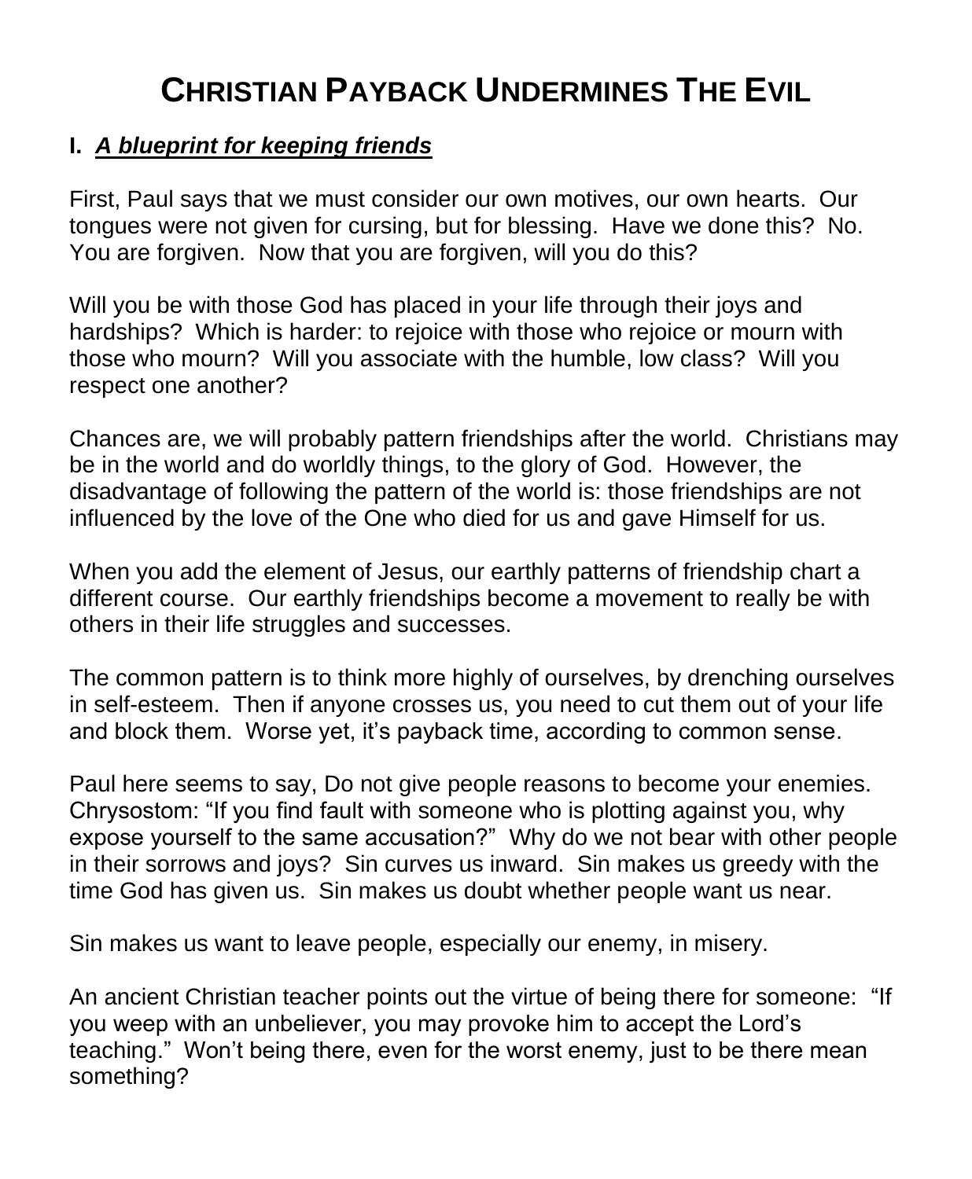# CHRISTIAN PAYBACK UNDERMINES THE EVIL

## I. ***A blueprint for keeping friends***

First, Paul says that we must consider our own motives, our own hearts. Our tongues were not given for cursing, but for blessing. Have we done this? No. You are forgiven. Now that you are forgiven, will you do this?

Will you be with those God has placed in your life through their joys and hardships? Which is harder: to rejoice with those who rejoice or mourn with those who mourn? Will you associate with the humble, low class? Will you respect one another?

Chances are, we will probably pattern friendships after the world. Christians may be in the world and do worldly things, to the glory of God. However, the disadvantage of following the pattern of the world is: those friendships are not influenced by the love of the One who died for us and gave Himself for us.

When you add the element of Jesus, our earthly patterns of friendship chart a different course. Our earthly friendships become a movement to really be with others in their life struggles and successes.

The common pattern is to think more highly of ourselves, by drenching ourselves in self-esteem. Then if anyone crosses us, you need to cut them out of your life and block them. Worse yet, it's payback time, according to common sense.

Paul here seems to say, Do not give people reasons to become your enemies. Chrysostom: "If you find fault with someone who is plotting against you, why expose yourself to the same accusation?" Why do we not bear with other people in their sorrows and joys? Sin curves us inward. Sin makes us greedy with the time God has given us. Sin makes us doubt whether people want us near.

Sin makes us want to leave people, especially our enemy, in misery.

An ancient Christian teacher points out the virtue of being there for someone: "If you weep with an unbeliever, you may provoke him to accept the Lord's teaching." Won't being there, even for the worst enemy, just to be there mean something?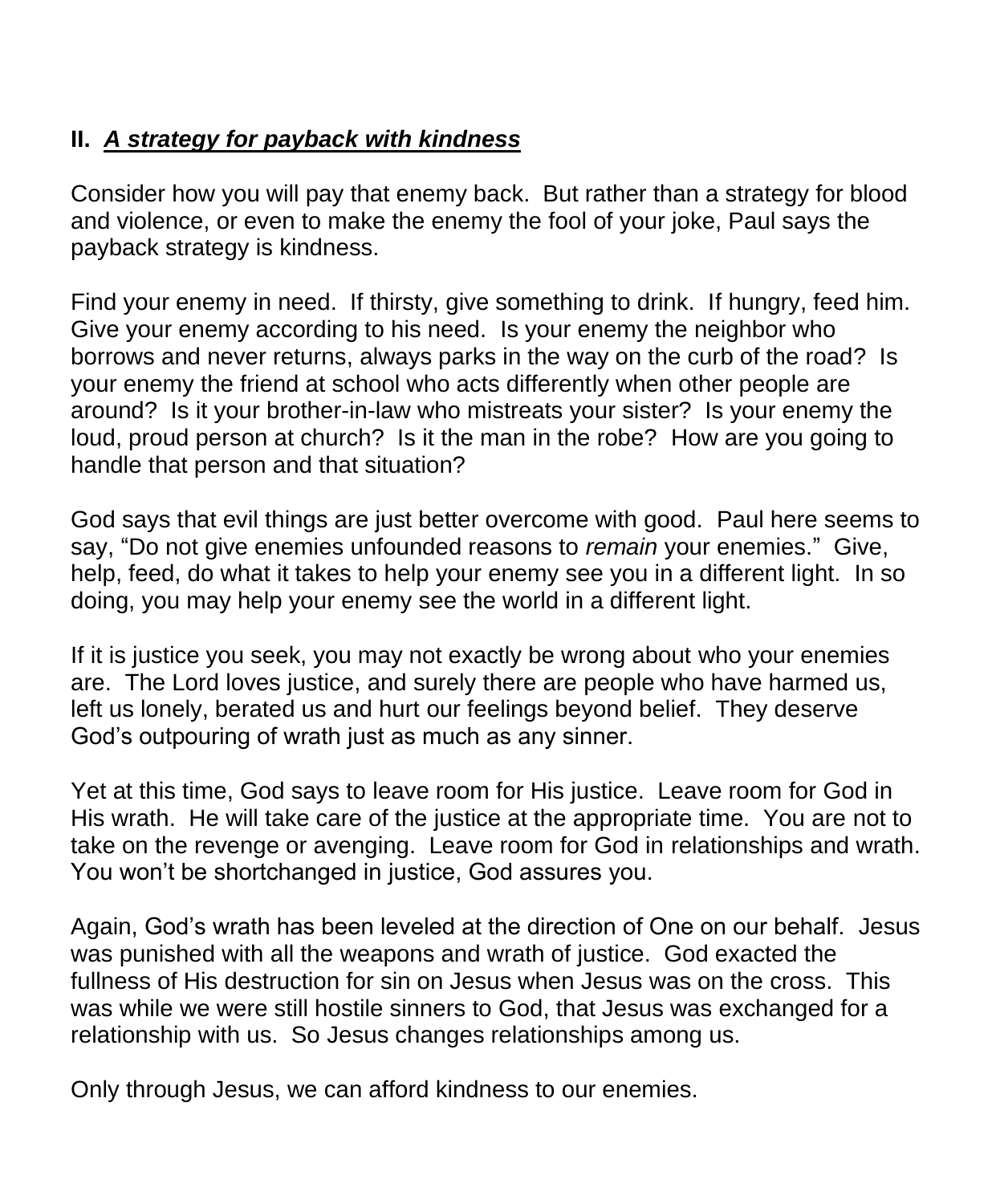## II. ***A strategy for payback with kindness***

Consider how you will pay that enemy back. But rather than a strategy for blood and violence, or even to make the enemy the fool of your joke, Paul says the payback strategy is kindness.

Find your enemy in need. If thirsty, give something to drink. If hungry, feed him. Give your enemy according to his need. Is your enemy the neighbor who borrows and never returns, always parks in the way on the curb of the road? Is your enemy the friend at school who acts differently when other people are around? Is it your brother-in-law who mistreats your sister? Is your enemy the loud, proud person at church? Is it the man in the robe? How are you going to handle that person and that situation?

God says that evil things are just better overcome with good. Paul here seems to say, "Do not give enemies unfounded reasons to *remain* your enemies." Give, help, feed, do what it takes to help your enemy see you in a different light. In so doing, you may help your enemy see the world in a different light.

If it is justice you seek, you may not exactly be wrong about who your enemies are. The Lord loves justice, and surely there are people who have harmed us, left us lonely, berated us and hurt our feelings beyond belief. They deserve God's outpouring of wrath just as much as any sinner.

Yet at this time, God says to leave room for His justice. Leave room for God in His wrath. He will take care of the justice at the appropriate time. You are not to take on the revenge or avenging. Leave room for God in relationships and wrath. You won't be shortchanged in justice, God assures you.

Again, God's wrath has been leveled at the direction of One on our behalf. Jesus was punished with all the weapons and wrath of justice. God exacted the fullness of His destruction for sin on Jesus when Jesus was on the cross. This was while we were still hostile sinners to God, that Jesus was exchanged for a relationship with us. So Jesus changes relationships among us.

Only through Jesus, we can afford kindness to our enemies.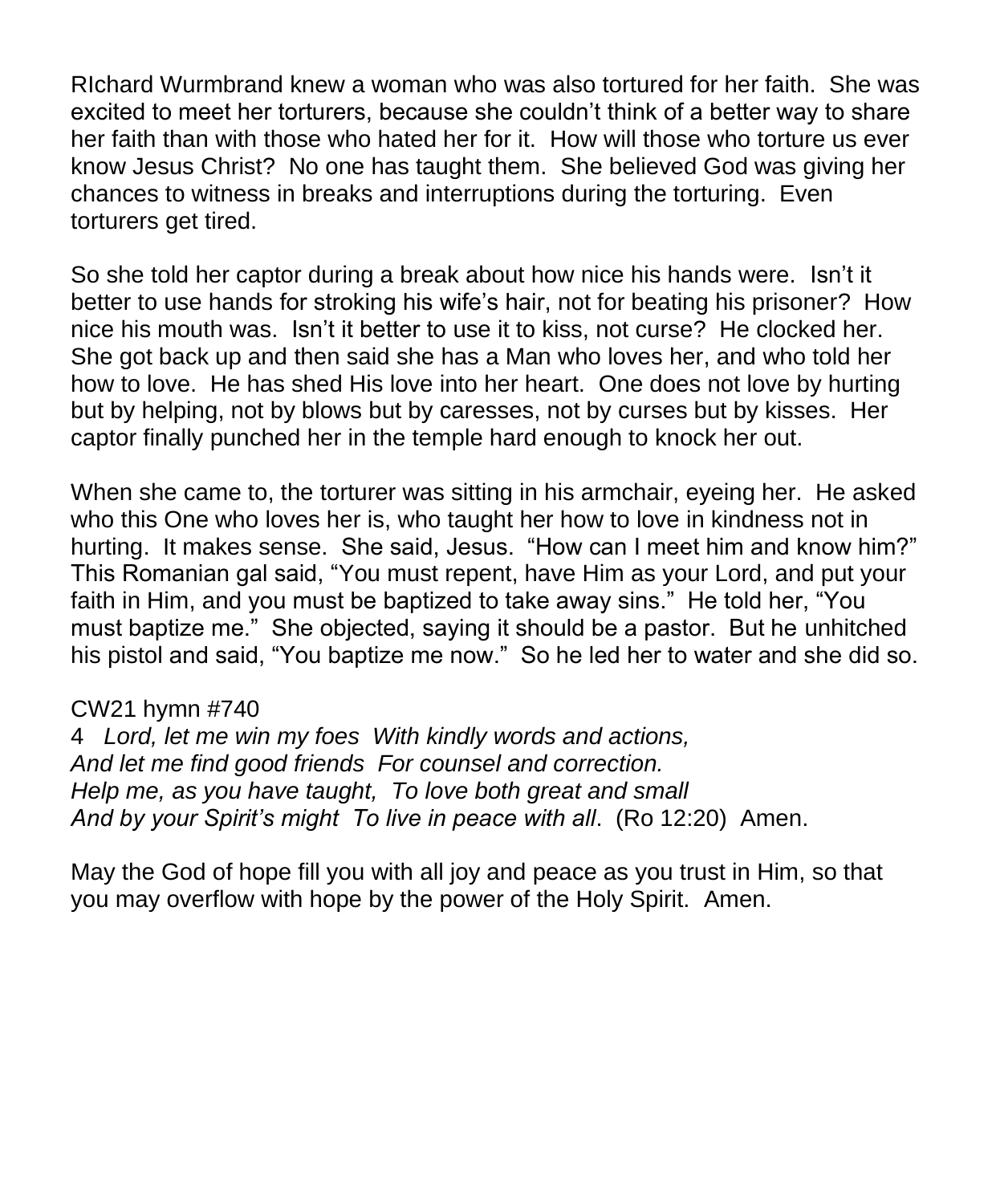RIchard Wurmbrand knew a woman who was also tortured for her faith. She was excited to meet her torturers, because she couldn't think of a better way to share her faith than with those who hated her for it. How will those who torture us ever know Jesus Christ? No one has taught them. She believed God was giving her chances to witness in breaks and interruptions during the torturing. Even torturers get tired.

So she told her captor during a break about how nice his hands were. Isn't it better to use hands for stroking his wife's hair, not for beating his prisoner? How nice his mouth was. Isn't it better to use it to kiss, not curse? He clocked her. She got back up and then said she has a Man who loves her, and who told her how to love. He has shed His love into her heart. One does not love by hurting but by helping, not by blows but by caresses, not by curses but by kisses. Her captor finally punched her in the temple hard enough to knock her out.

When she came to, the torturer was sitting in his armchair, eyeing her. He asked who this One who loves her is, who taught her how to love in kindness not in hurting. It makes sense. She said, Jesus. "How can I meet him and know him?" This Romanian gal said, "You must repent, have Him as your Lord, and put your faith in Him, and you must be baptized to take away sins." He told her, "You must baptize me." She objected, saying it should be a pastor. But he unhitched his pistol and said, "You baptize me now." So he led her to water and she did so.

CW21 hymn #740
4 *Lord, let me win my foes With kindly words and actions,*
*And let me find good friends For counsel and correction.*
*Help me, as you have taught, To love both great and small*
*And by your Spirit's might To live in peace with all*. (Ro 12:20) Amen.

May the God of hope fill you with all joy and peace as you trust in Him, so that you may overflow with hope by the power of the Holy Spirit. Amen.